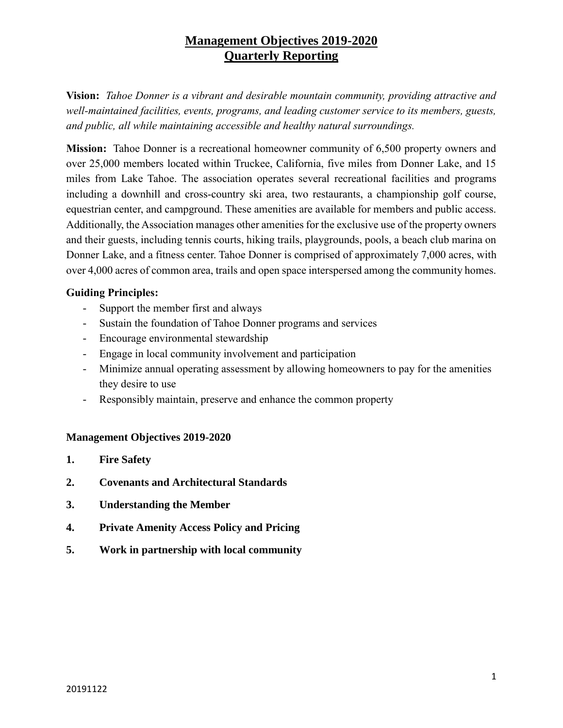# Management Objectives 2019-2020
# Quarterly Reporting

**Vision:** *Tahoe Donner is a vibrant and desirable mountain community, providing attractive and well-maintained facilities, events, programs, and leading customer service to its members, guests, and public, all while maintaining accessible and healthy natural surroundings.*

**Mission:** Tahoe Donner is a recreational homeowner community of 6,500 property owners and over 25,000 members located within Truckee, California, five miles from Donner Lake, and 15 miles from Lake Tahoe. The association operates several recreational facilities and programs including a downhill and cross-country ski area, two restaurants, a championship golf course, equestrian center, and campground. These amenities are available for members and public access. Additionally, the Association manages other amenities for the exclusive use of the property owners and their guests, including tennis courts, hiking trails, playgrounds, pools, a beach club marina on Donner Lake, and a fitness center. Tahoe Donner is comprised of approximately 7,000 acres, with over 4,000 acres of common area, trails and open space interspersed among the community homes.

**Guiding Principles:**

- Support the member first and always
- Sustain the foundation of Tahoe Donner programs and services
- Encourage environmental stewardship
- Engage in local community involvement and participation
- Minimize annual operating assessment by allowing homeowners to pay for the amenities they desire to use
- Responsibly maintain, preserve and enhance the common property

**Management Objectives 2019-2020**

1. **Fire Safety**
2. **Covenants and Architectural Standards**
3. **Understanding the Member**
4. **Private Amenity Access Policy and Pricing**
5. **Work in partnership with local community**

20191122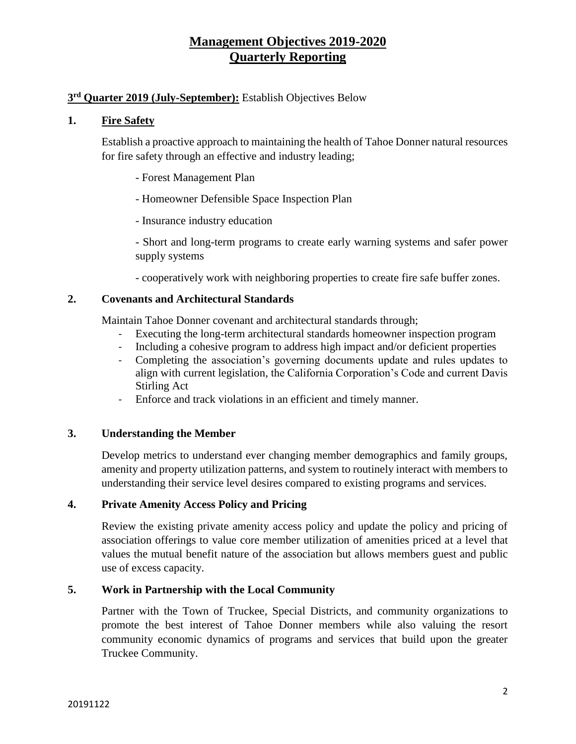# Management Objectives 2019-2020
# Quarterly Reporting

**3rd Quarter 2019 (July-September):** Establish Objectives Below

## 1. Fire Safety

Establish a proactive approach to maintaining the health of Tahoe Donner natural resources for fire safety through an effective and industry leading;

- Forest Management Plan
- Homeowner Defensible Space Inspection Plan
- Insurance industry education
- Short and long-term programs to create early warning systems and safer power supply systems
- cooperatively work with neighboring properties to create fire safe buffer zones.

## 2. Covenants and Architectural Standards

Maintain Tahoe Donner covenant and architectural standards through;

- Executing the long-term architectural standards homeowner inspection program
- Including a cohesive program to address high impact and/or deficient properties
- Completing the association's governing documents update and rules updates to align with current legislation, the California Corporation's Code and current Davis Stirling Act
- Enforce and track violations in an efficient and timely manner.

## 3. Understanding the Member

Develop metrics to understand ever changing member demographics and family groups, amenity and property utilization patterns, and system to routinely interact with members to understanding their service level desires compared to existing programs and services.

## 4. Private Amenity Access Policy and Pricing

Review the existing private amenity access policy and update the policy and pricing of association offerings to value core member utilization of amenities priced at a level that values the mutual benefit nature of the association but allows members guest and public use of excess capacity.

## 5. Work in Partnership with the Local Community

Partner with the Town of Truckee, Special Districts, and community organizations to promote the best interest of Tahoe Donner members while also valuing the resort community economic dynamics of programs and services that build upon the greater Truckee Community.

20191122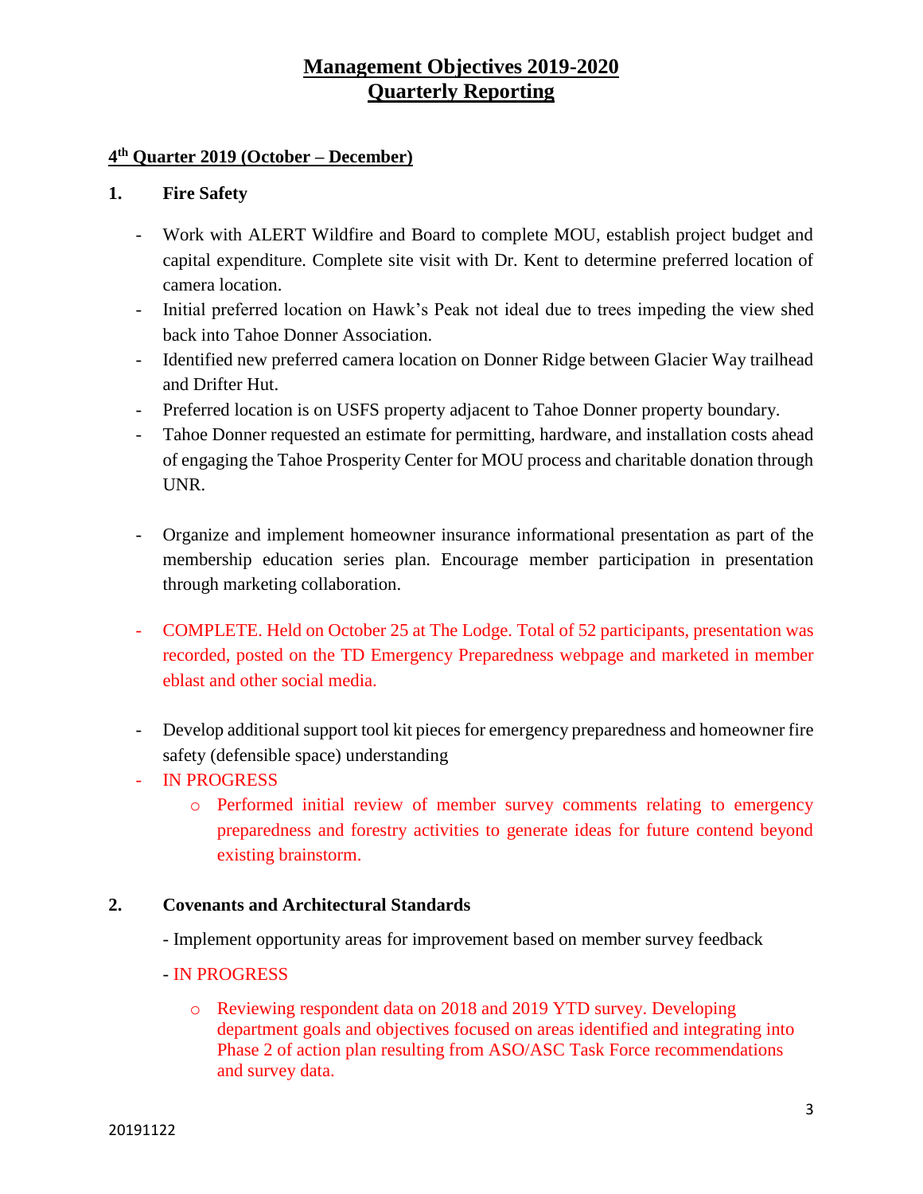# Management Objectives 2019-2020
# Quarterly Reporting

## 4th Quarter 2019 (October – December)

**1. Fire Safety**

- Work with ALERT Wildfire and Board to complete MOU, establish project budget and capital expenditure. Complete site visit with Dr. Kent to determine preferred location of camera location.
- Initial preferred location on Hawk's Peak not ideal due to trees impeding the view shed back into Tahoe Donner Association.
- Identified new preferred camera location on Donner Ridge between Glacier Way trailhead and Drifter Hut.
- Preferred location is on USFS property adjacent to Tahoe Donner property boundary.
- Tahoe Donner requested an estimate for permitting, hardware, and installation costs ahead of engaging the Tahoe Prosperity Center for MOU process and charitable donation through UNR.

- Organize and implement homeowner insurance informational presentation as part of the membership education series plan. Encourage member participation in presentation through marketing collaboration.

- COMPLETE. Held on October 25 at The Lodge. Total of 52 participants, presentation was recorded, posted on the TD Emergency Preparedness webpage and marketed in member eblast and other social media.

- Develop additional support tool kit pieces for emergency preparedness and homeowner fire safety (defensible space) understanding
- IN PROGRESS
  - Performed initial review of member survey comments relating to emergency preparedness and forestry activities to generate ideas for future contend beyond existing brainstorm.

**2. Covenants and Architectural Standards**

- Implement opportunity areas for improvement based on member survey feedback

- IN PROGRESS

  - Reviewing respondent data on 2018 and 2019 YTD survey. Developing department goals and objectives focused on areas identified and integrating into Phase 2 of action plan resulting from ASO/ASC Task Force recommendations and survey data.

20191122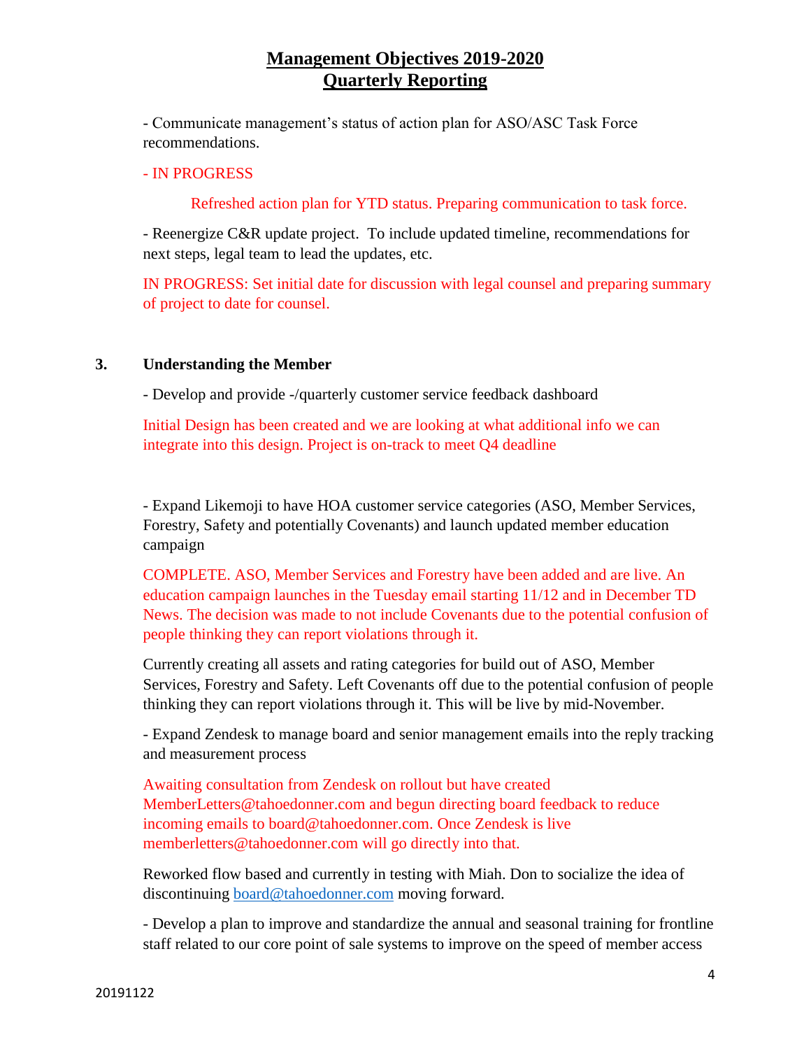# Management Objectives 2019-2020
# Quarterly Reporting

- Communicate management's status of action plan for ASO/ASC Task Force recommendations.

- IN PROGRESS

Refreshed action plan for YTD status. Preparing communication to task force.

- Reenergize C&R update project. To include updated timeline, recommendations for next steps, legal team to lead the updates, etc.

IN PROGRESS: Set initial date for discussion with legal counsel and preparing summary of project to date for counsel.

## 3. Understanding the Member

- Develop and provide -/quarterly customer service feedback dashboard

Initial Design has been created and we are looking at what additional info we can integrate into this design. Project is on-track to meet Q4 deadline

- Expand Likemoji to have HOA customer service categories (ASO, Member Services, Forestry, Safety and potentially Covenants) and launch updated member education campaign

COMPLETE. ASO, Member Services and Forestry have been added and are live. An education campaign launches in the Tuesday email starting 11/12 and in December TD News. The decision was made to not include Covenants due to the potential confusion of people thinking they can report violations through it.

Currently creating all assets and rating categories for build out of ASO, Member Services, Forestry and Safety. Left Covenants off due to the potential confusion of people thinking they can report violations through it. This will be live by mid-November.

- Expand Zendesk to manage board and senior management emails into the reply tracking and measurement process

Awaiting consultation from Zendesk on rollout but have created MemberLetters@tahoedonner.com and begun directing board feedback to reduce incoming emails to board@tahoedonner.com. Once Zendesk is live memberletters@tahoedonner.com will go directly into that.

Reworked flow based and currently in testing with Miah. Don to socialize the idea of discontinuing board@tahoedonner.com moving forward.

- Develop a plan to improve and standardize the annual and seasonal training for frontline staff related to our core point of sale systems to improve on the speed of member access

20191122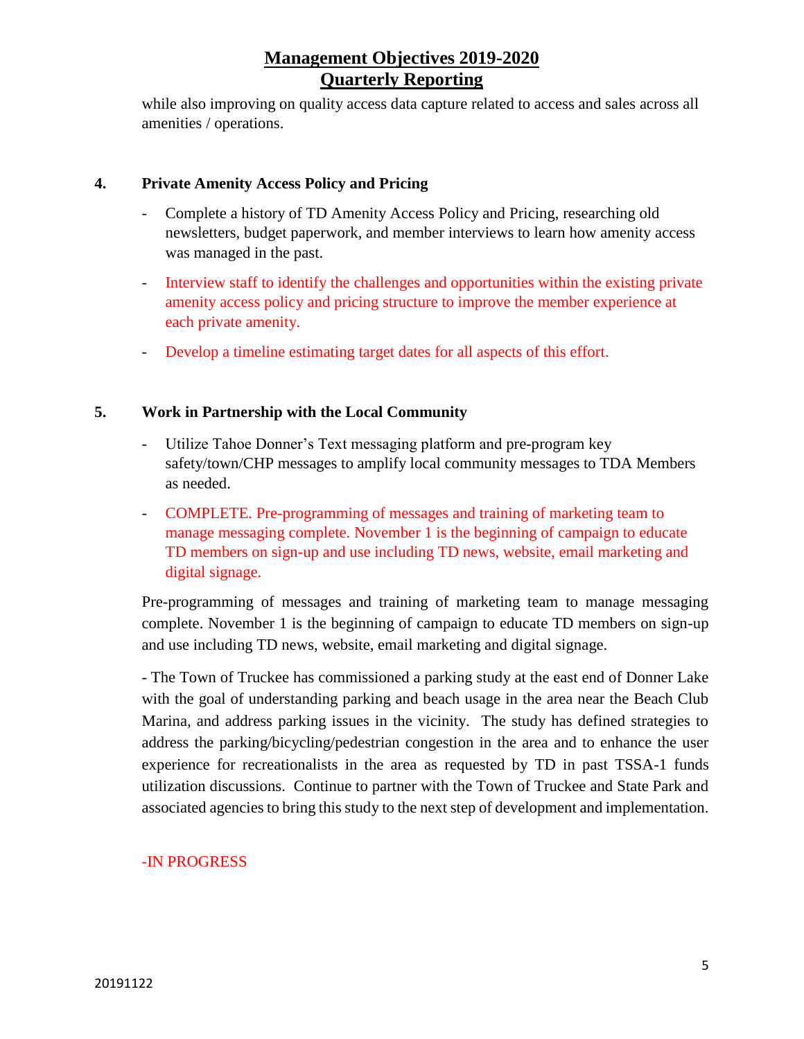while also improving on quality access data capture related to access and sales across all amenities / operations.

**4. Private Amenity Access Policy and Pricing**

- Complete a history of TD Amenity Access Policy and Pricing, researching old newsletters, budget paperwork, and member interviews to learn how amenity access was managed in the past.
- Interview staff to identify the challenges and opportunities within the existing private amenity access policy and pricing structure to improve the member experience at each private amenity.
- Develop a timeline estimating target dates for all aspects of this effort.

**5. Work in Partnership with the Local Community**

- Utilize Tahoe Donner's Text messaging platform and pre-program key safety/town/CHP messages to amplify local community messages to TDA Members as needed.
- COMPLETE. Pre-programming of messages and training of marketing team to manage messaging complete. November 1 is the beginning of campaign to educate TD members on sign-up and use including TD news, website, email marketing and digital signage.

Pre-programming of messages and training of marketing team to manage messaging complete. November 1 is the beginning of campaign to educate TD members on sign-up and use including TD news, website, email marketing and digital signage.

- The Town of Truckee has commissioned a parking study at the east end of Donner Lake with the goal of understanding parking and beach usage in the area near the Beach Club Marina, and address parking issues in the vicinity. The study has defined strategies to address the parking/bicycling/pedestrian congestion in the area and to enhance the user experience for recreationalists in the area as requested by TD in past TSSA-1 funds utilization discussions. Continue to partner with the Town of Truckee and State Park and associated agencies to bring this study to the next step of development and implementation.

-IN PROGRESS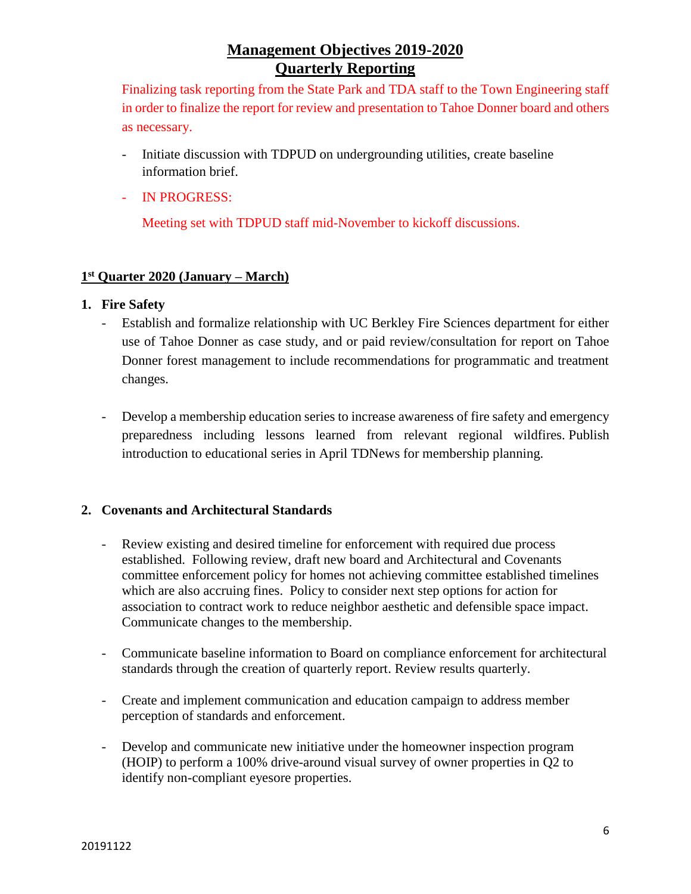# Management Objectives 2019-2020
# Quarterly Reporting

Finalizing task reporting from the State Park and TDA staff to the Town Engineering staff in order to finalize the report for review and presentation to Tahoe Donner board and others as necessary.

- Initiate discussion with TDPUD on undergrounding utilities, create baseline information brief.
- IN PROGRESS:

  Meeting set with TDPUD staff mid-November to kickoff discussions.

## 1st Quarter 2020 (January – March)

**1. Fire Safety**

- Establish and formalize relationship with UC Berkley Fire Sciences department for either use of Tahoe Donner as case study, and or paid review/consultation for report on Tahoe Donner forest management to include recommendations for programmatic and treatment changes.

- Develop a membership education series to increase awareness of fire safety and emergency preparedness including lessons learned from relevant regional wildfires. Publish introduction to educational series in April TDNews for membership planning.

**2. Covenants and Architectural Standards**

- Review existing and desired timeline for enforcement with required due process established. Following review, draft new board and Architectural and Covenants committee enforcement policy for homes not achieving committee established timelines which are also accruing fines. Policy to consider next step options for action for association to contract work to reduce neighbor aesthetic and defensible space impact. Communicate changes to the membership.

- Communicate baseline information to Board on compliance enforcement for architectural standards through the creation of quarterly report. Review results quarterly.

- Create and implement communication and education campaign to address member perception of standards and enforcement.

- Develop and communicate new initiative under the homeowner inspection program (HOIP) to perform a 100% drive-around visual survey of owner properties in Q2 to identify non-compliant eyesore properties.

20191122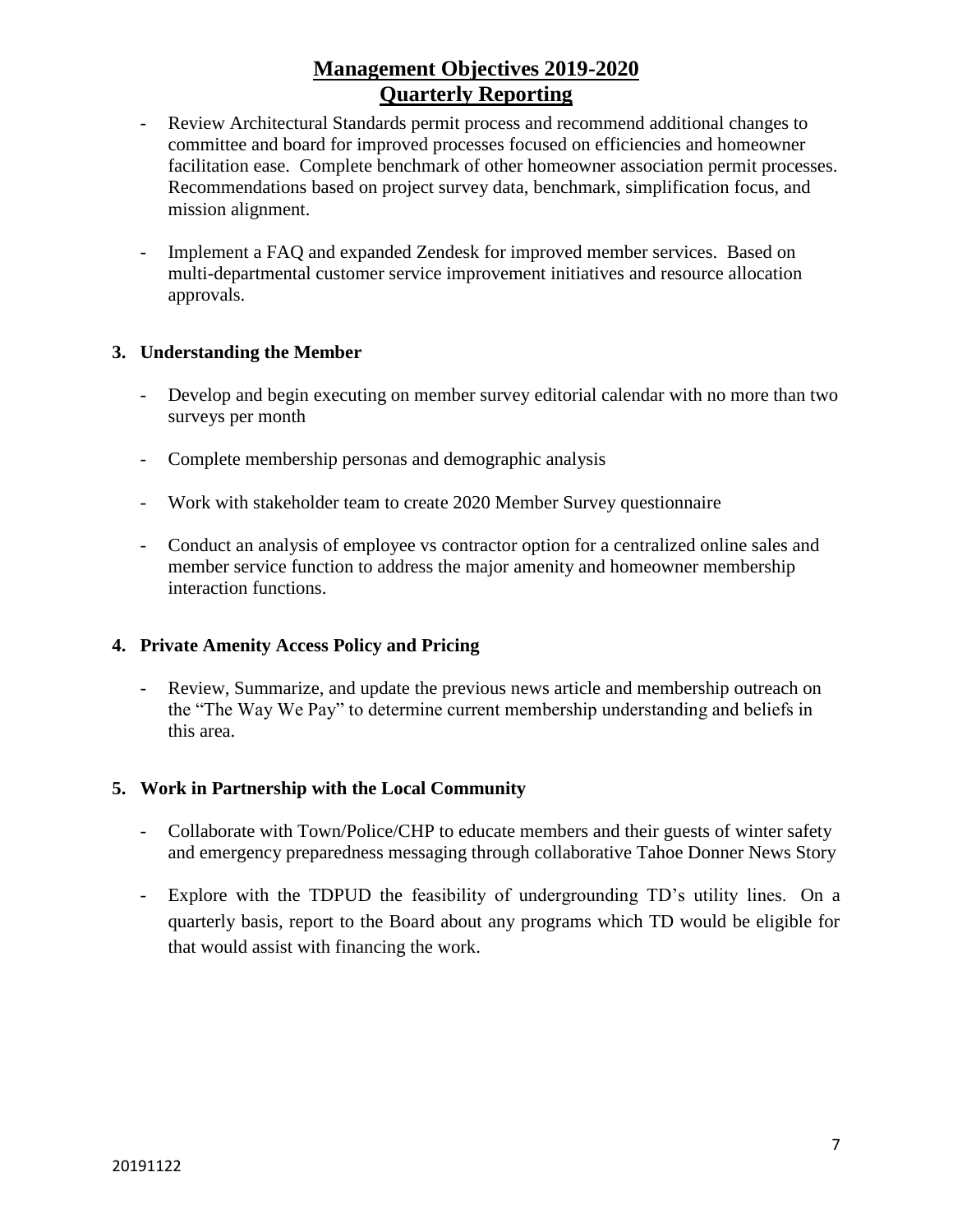# Management Objectives 2019-2020
## Quarterly Reporting

- Review Architectural Standards permit process and recommend additional changes to committee and board for improved processes focused on efficiencies and homeowner facilitation ease. Complete benchmark of other homeowner association permit processes. Recommendations based on project survey data, benchmark, simplification focus, and mission alignment.

- Implement a FAQ and expanded Zendesk for improved member services. Based on multi-departmental customer service improvement initiatives and resource allocation approvals.

**3. Understanding the Member**

- Develop and begin executing on member survey editorial calendar with no more than two surveys per month

- Complete membership personas and demographic analysis

- Work with stakeholder team to create 2020 Member Survey questionnaire

- Conduct an analysis of employee vs contractor option for a centralized online sales and member service function to address the major amenity and homeowner membership interaction functions.

**4. Private Amenity Access Policy and Pricing**

- Review, Summarize, and update the previous news article and membership outreach on the "The Way We Pay" to determine current membership understanding and beliefs in this area.

**5. Work in Partnership with the Local Community**

- Collaborate with Town/Police/CHP to educate members and their guests of winter safety and emergency preparedness messaging through collaborative Tahoe Donner News Story

- Explore with the TDPUD the feasibility of undergrounding TD's utility lines. On a quarterly basis, report to the Board about any programs which TD would be eligible for that would assist with financing the work.

20191122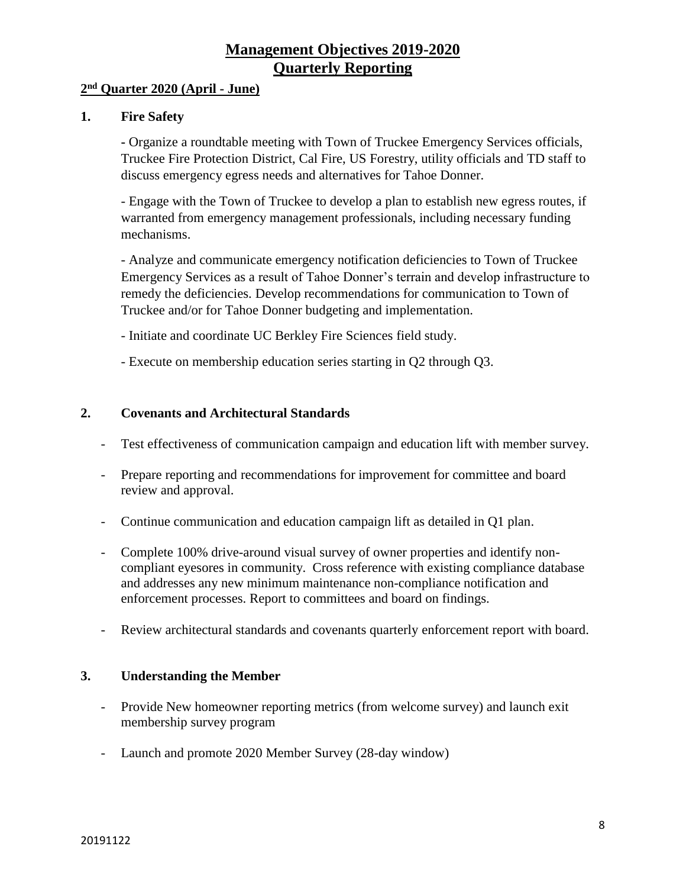# Management Objectives 2019-2020
# Quarterly Reporting

**2nd Quarter 2020 (April - June)**

**1. Fire Safety**

- Organize a roundtable meeting with Town of Truckee Emergency Services officials, Truckee Fire Protection District, Cal Fire, US Forestry, utility officials and TD staff to discuss emergency egress needs and alternatives for Tahoe Donner.

- Engage with the Town of Truckee to develop a plan to establish new egress routes, if warranted from emergency management professionals, including necessary funding mechanisms.

- Analyze and communicate emergency notification deficiencies to Town of Truckee Emergency Services as a result of Tahoe Donner's terrain and develop infrastructure to remedy the deficiencies. Develop recommendations for communication to Town of Truckee and/or for Tahoe Donner budgeting and implementation.

- Initiate and coordinate UC Berkley Fire Sciences field study.

- Execute on membership education series starting in Q2 through Q3.

**2. Covenants and Architectural Standards**

- Test effectiveness of communication campaign and education lift with member survey.
- Prepare reporting and recommendations for improvement for committee and board review and approval.
- Continue communication and education campaign lift as detailed in Q1 plan.
- Complete 100% drive-around visual survey of owner properties and identify non-compliant eyesores in community. Cross reference with existing compliance database and addresses any new minimum maintenance non-compliance notification and enforcement processes. Report to committees and board on findings.
- Review architectural standards and covenants quarterly enforcement report with board.

**3. Understanding the Member**

- Provide New homeowner reporting metrics (from welcome survey) and launch exit membership survey program
- Launch and promote 2020 Member Survey (28-day window)

20191122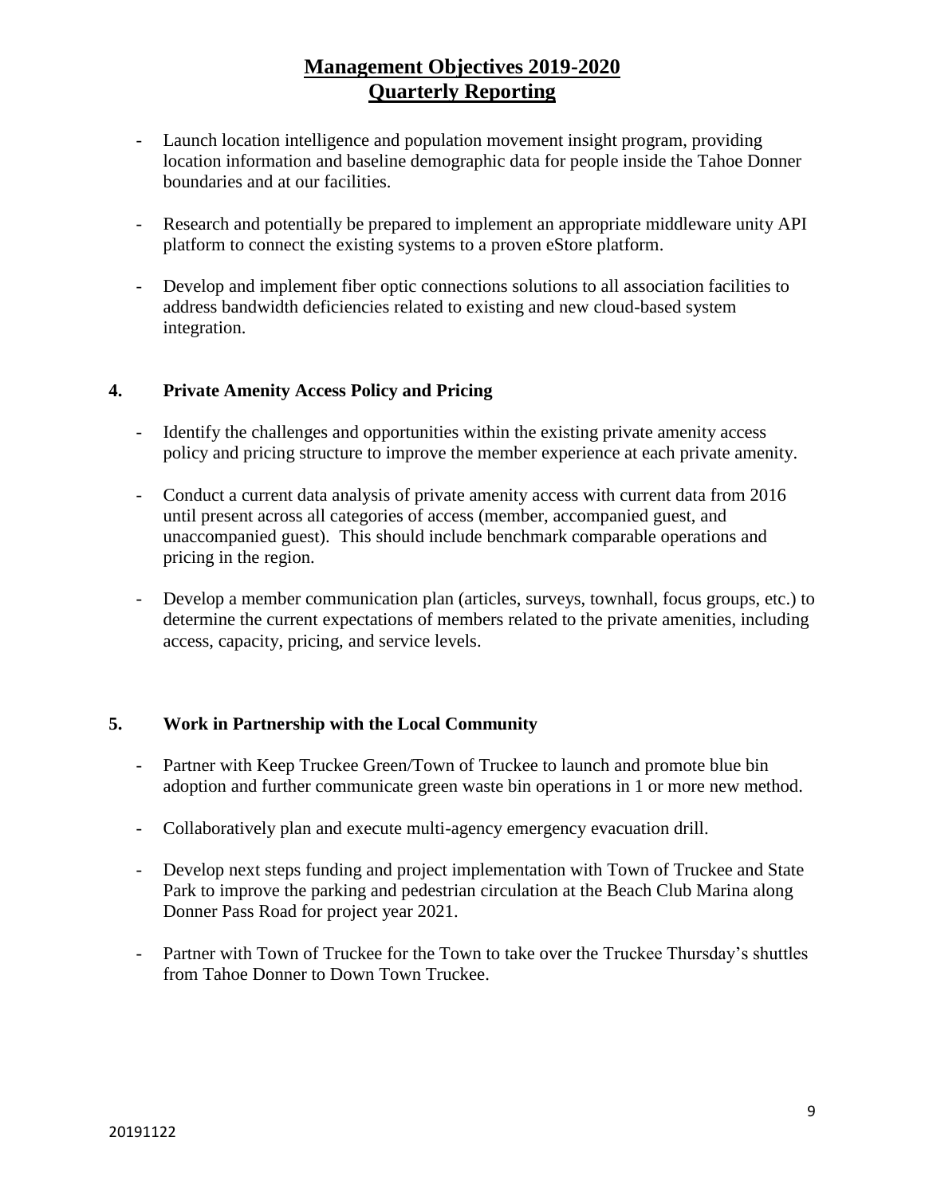# Management Objectives 2019-2020
# Quarterly Reporting

- Launch location intelligence and population movement insight program, providing location information and baseline demographic data for people inside the Tahoe Donner boundaries and at our facilities.

- Research and potentially be prepared to implement an appropriate middleware unity API platform to connect the existing systems to a proven eStore platform.

- Develop and implement fiber optic connections solutions to all association facilities to address bandwidth deficiencies related to existing and new cloud-based system integration.

## 4. Private Amenity Access Policy and Pricing

- Identify the challenges and opportunities within the existing private amenity access policy and pricing structure to improve the member experience at each private amenity.

- Conduct a current data analysis of private amenity access with current data from 2016 until present across all categories of access (member, accompanied guest, and unaccompanied guest). This should include benchmark comparable operations and pricing in the region.

- Develop a member communication plan (articles, surveys, townhall, focus groups, etc.) to determine the current expectations of members related to the private amenities, including access, capacity, pricing, and service levels.

## 5. Work in Partnership with the Local Community

- Partner with Keep Truckee Green/Town of Truckee to launch and promote blue bin adoption and further communicate green waste bin operations in 1 or more new method.

- Collaboratively plan and execute multi-agency emergency evacuation drill.

- Develop next steps funding and project implementation with Town of Truckee and State Park to improve the parking and pedestrian circulation at the Beach Club Marina along Donner Pass Road for project year 2021.

- Partner with Town of Truckee for the Town to take over the Truckee Thursday's shuttles from Tahoe Donner to Down Town Truckee.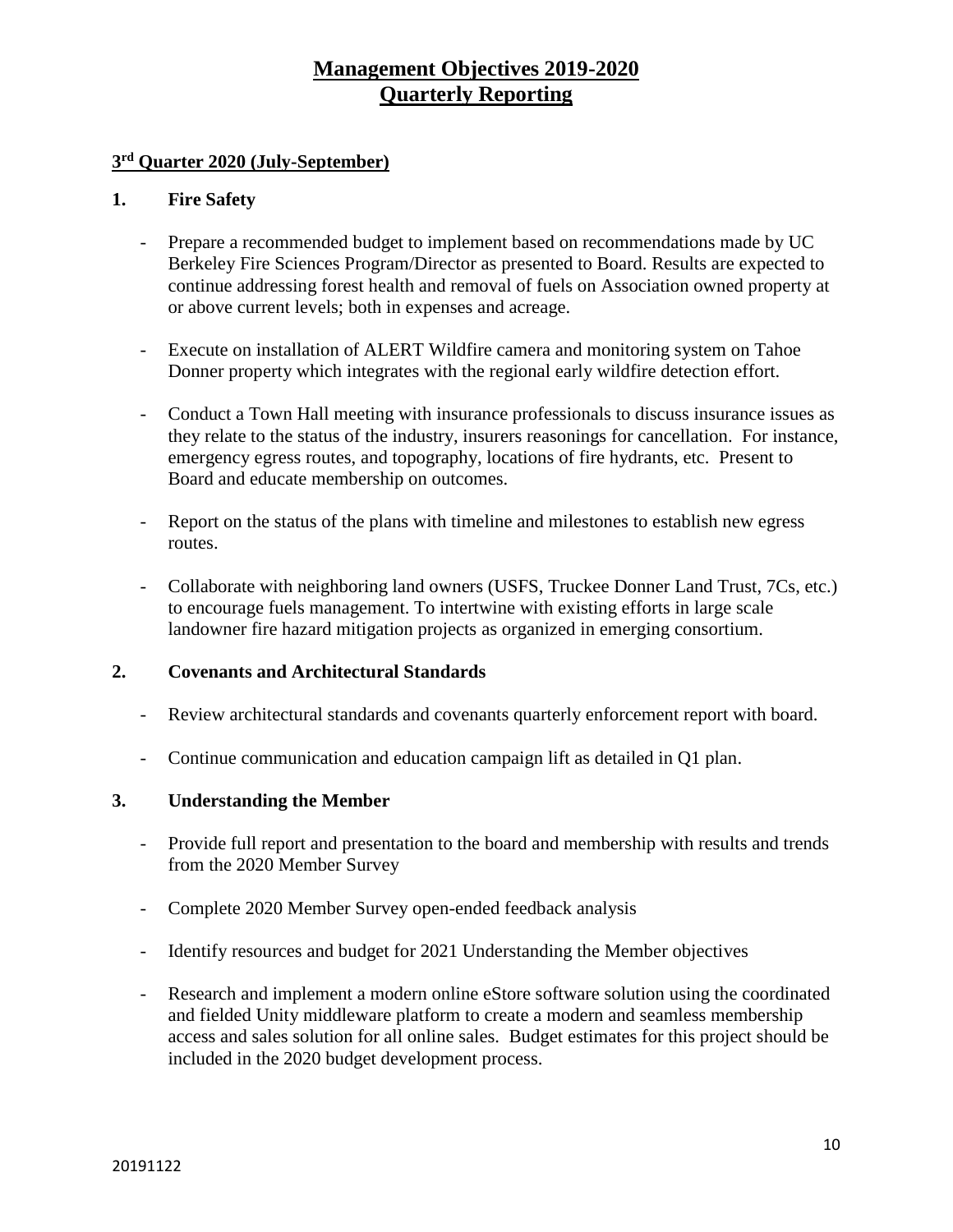# Management Objectives 2019-2020
# Quarterly Reporting

## 3rd Quarter 2020 (July-September)

### 1. Fire Safety

- Prepare a recommended budget to implement based on recommendations made by UC Berkeley Fire Sciences Program/Director as presented to Board. Results are expected to continue addressing forest health and removal of fuels on Association owned property at or above current levels; both in expenses and acreage.
- Execute on installation of ALERT Wildfire camera and monitoring system on Tahoe Donner property which integrates with the regional early wildfire detection effort.
- Conduct a Town Hall meeting with insurance professionals to discuss insurance issues as they relate to the status of the industry, insurers reasonings for cancellation. For instance, emergency egress routes, and topography, locations of fire hydrants, etc. Present to Board and educate membership on outcomes.
- Report on the status of the plans with timeline and milestones to establish new egress routes.
- Collaborate with neighboring land owners (USFS, Truckee Donner Land Trust, 7Cs, etc.) to encourage fuels management. To intertwine with existing efforts in large scale landowner fire hazard mitigation projects as organized in emerging consortium.

### 2. Covenants and Architectural Standards

- Review architectural standards and covenants quarterly enforcement report with board.
- Continue communication and education campaign lift as detailed in Q1 plan.

### 3. Understanding the Member

- Provide full report and presentation to the board and membership with results and trends from the 2020 Member Survey
- Complete 2020 Member Survey open-ended feedback analysis
- Identify resources and budget for 2021 Understanding the Member objectives
- Research and implement a modern online eStore software solution using the coordinated and fielded Unity middleware platform to create a modern and seamless membership access and sales solution for all online sales. Budget estimates for this project should be included in the 2020 budget development process.

20191122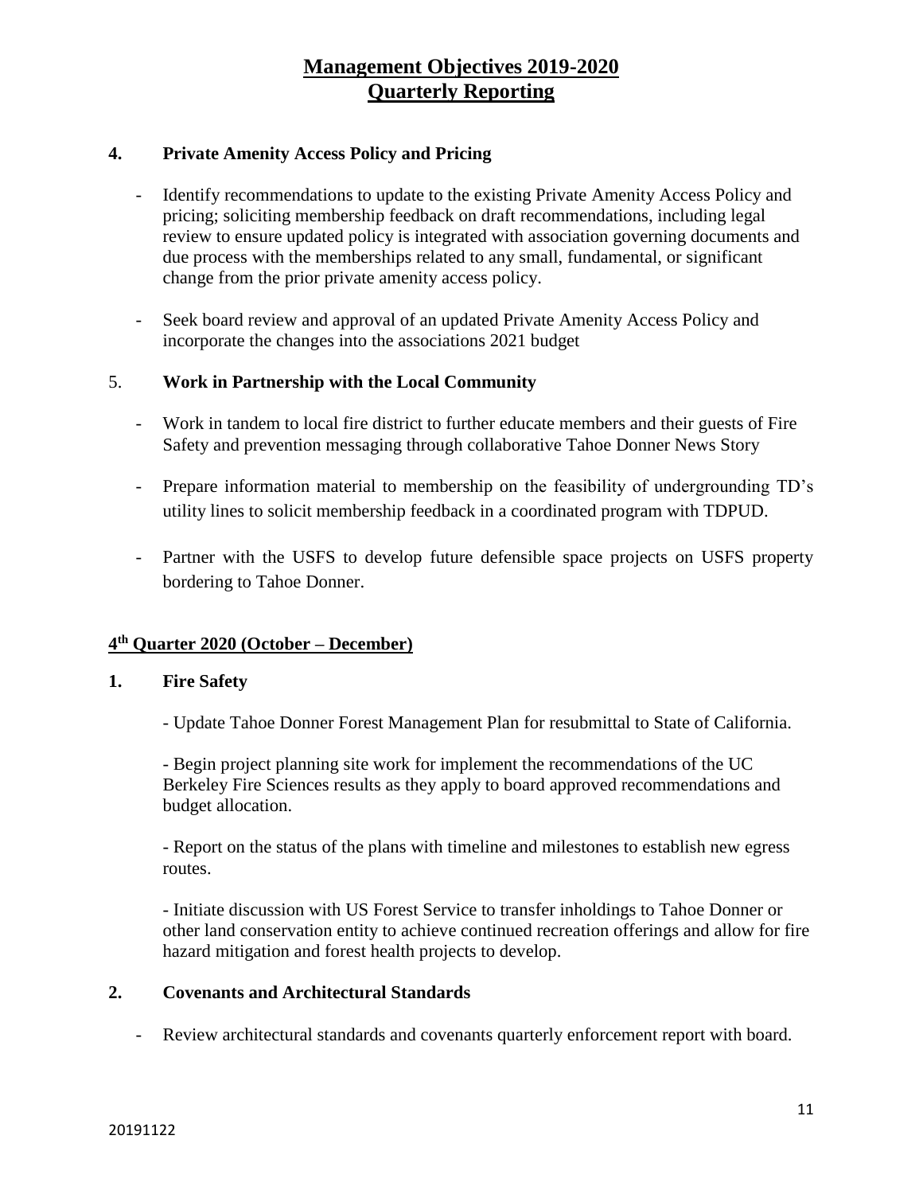# Management Objectives 2019-2020
# Quarterly Reporting

**4. Private Amenity Access Policy and Pricing**

- Identify recommendations to update to the existing Private Amenity Access Policy and pricing; soliciting membership feedback on draft recommendations, including legal review to ensure updated policy is integrated with association governing documents and due process with the memberships related to any small, fundamental, or significant change from the prior private amenity access policy.
- Seek board review and approval of an updated Private Amenity Access Policy and incorporate the changes into the associations 2021 budget

5. **Work in Partnership with the Local Community**

- Work in tandem to local fire district to further educate members and their guests of Fire Safety and prevention messaging through collaborative Tahoe Donner News Story
- Prepare information material to membership on the feasibility of undergrounding TD's utility lines to solicit membership feedback in a coordinated program with TDPUD.
- Partner with the USFS to develop future defensible space projects on USFS property bordering to Tahoe Donner.

## 4th Quarter 2020 (October – December)

**1. Fire Safety**

- Update Tahoe Donner Forest Management Plan for resubmittal to State of California.

- Begin project planning site work for implement the recommendations of the UC Berkeley Fire Sciences results as they apply to board approved recommendations and budget allocation.

- Report on the status of the plans with timeline and milestones to establish new egress routes.

- Initiate discussion with US Forest Service to transfer inholdings to Tahoe Donner or other land conservation entity to achieve continued recreation offerings and allow for fire hazard mitigation and forest health projects to develop.

**2. Covenants and Architectural Standards**

- Review architectural standards and covenants quarterly enforcement report with board.

20191122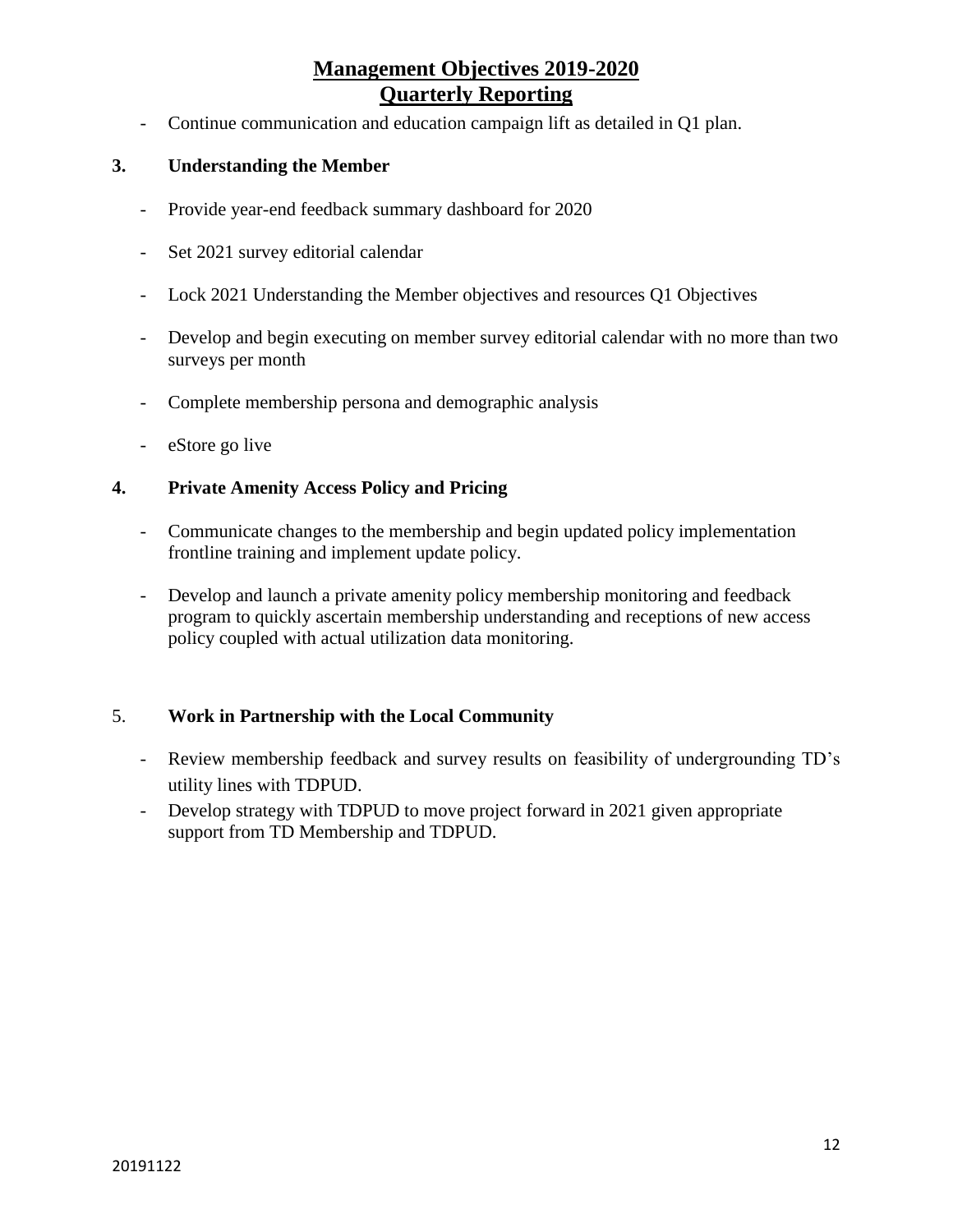# Management Objectives 2019-2020
# Quarterly Reporting

- Continue communication and education campaign lift as detailed in Q1 plan.

**3. Understanding the Member**

- Provide year-end feedback summary dashboard for 2020
- Set 2021 survey editorial calendar
- Lock 2021 Understanding the Member objectives and resources Q1 Objectives
- Develop and begin executing on member survey editorial calendar with no more than two surveys per month
- Complete membership persona and demographic analysis
- eStore go live

**4. Private Amenity Access Policy and Pricing**

- Communicate changes to the membership and begin updated policy implementation frontline training and implement update policy.
- Develop and launch a private amenity policy membership monitoring and feedback program to quickly ascertain membership understanding and receptions of new access policy coupled with actual utilization data monitoring.

5. **Work in Partnership with the Local Community**

- Review membership feedback and survey results on feasibility of undergrounding TD's utility lines with TDPUD.
- Develop strategy with TDPUD to move project forward in 2021 given appropriate support from TD Membership and TDPUD.

20191122